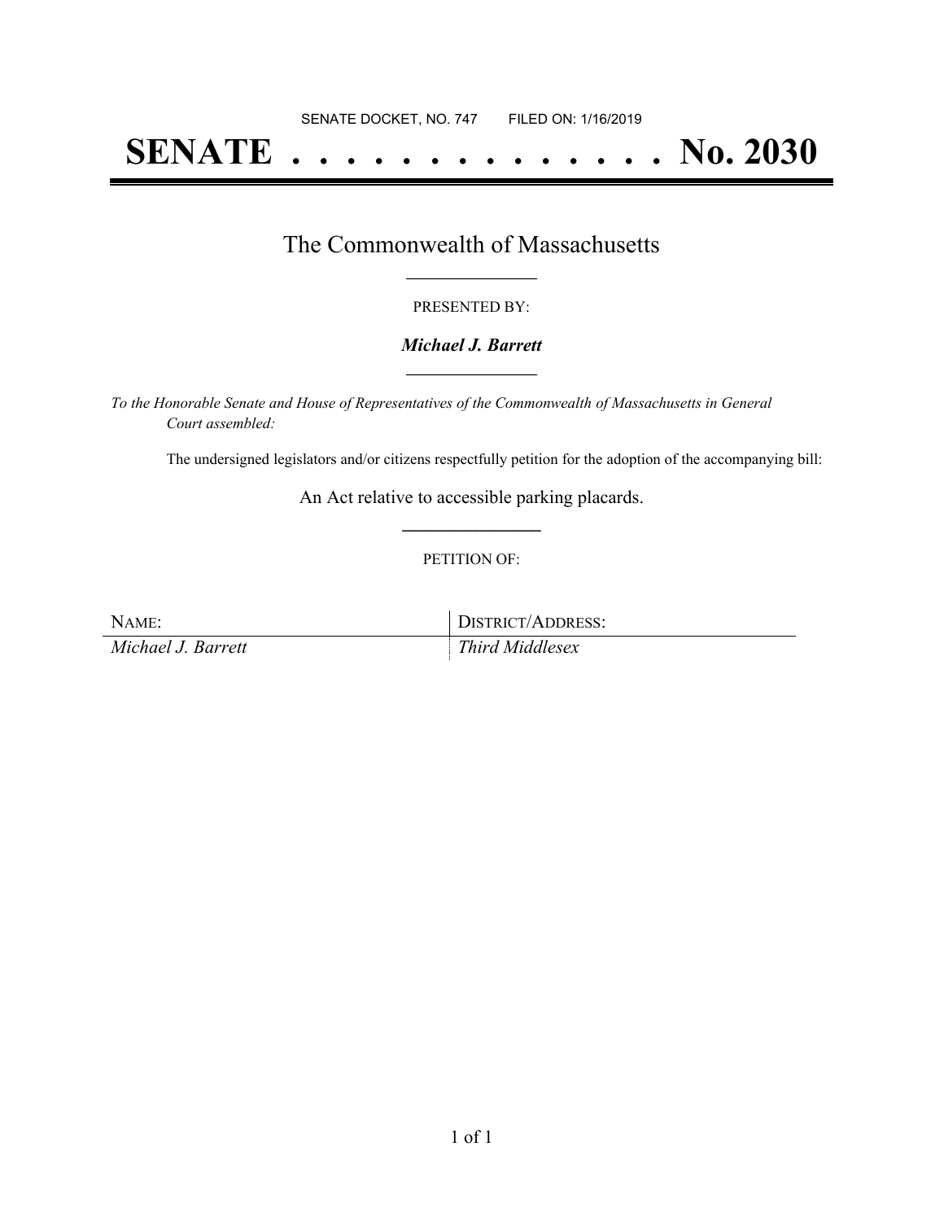SENATE DOCKET, NO. 747 FILED ON: 1/16/2019

# SENATE . . . . . . . . . . . . . . No. 2030

## The Commonwealth of Massachusetts

PRESENTED BY:

***Michael J. Barrett***

*To the Honorable Senate and House of Representatives of the Commonwealth of Massachusetts in General Court assembled:*

The undersigned legislators and/or citizens respectfully petition for the adoption of the accompanying bill:

An Act relative to accessible parking placards.

PETITION OF:

| NAME: | DISTRICT/ADDRESS: |
| --- | --- |
| *Michael J. Barrett* | *Third Middlesex* |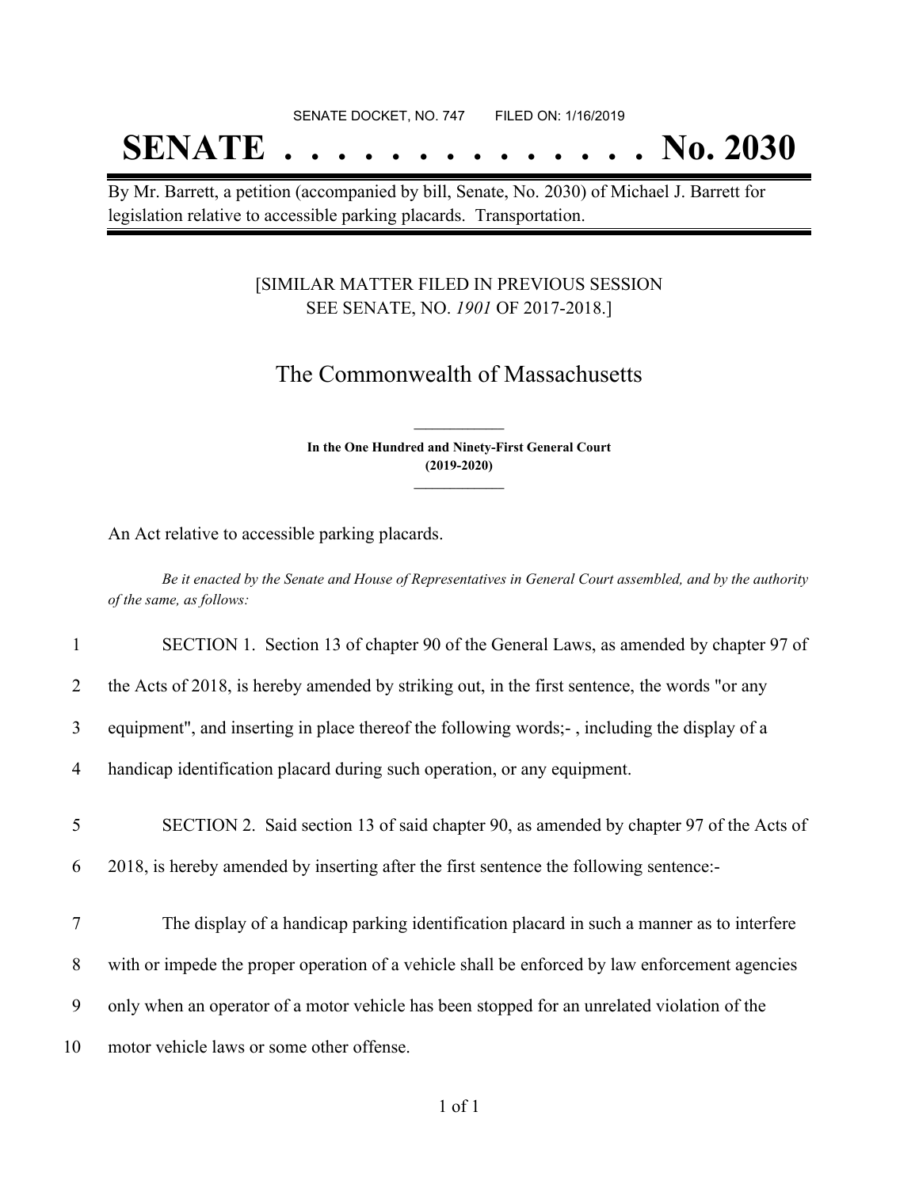SENATE DOCKET, NO. 747        FILED ON: 1/16/2019

# SENATE . . . . . . . . . . . . . . No. 2030

By Mr. Barrett, a petition (accompanied by bill, Senate, No. 2030) of Michael J. Barrett for legislation relative to accessible parking placards. Transportation.

[SIMILAR MATTER FILED IN PREVIOUS SESSION SEE SENATE, NO. *1901* OF 2017-2018.]

## The Commonwealth of Massachusetts

**In the One Hundred and Ninety-First General Court (2019-2020)**

An Act relative to accessible parking placards.

*Be it enacted by the Senate and House of Representatives in General Court assembled, and by the authority of the same, as follows:*

1 SECTION 1. Section 13 of chapter 90 of the General Laws, as amended by chapter 97 of
2 the Acts of 2018, is hereby amended by striking out, in the first sentence, the words "or any
3 equipment", and inserting in place thereof the following words;- , including the display of a
4 handicap identification placard during such operation, or any equipment.

5 SECTION 2. Said section 13 of said chapter 90, as amended by chapter 97 of the Acts of
6 2018, is hereby amended by inserting after the first sentence the following sentence:-

7 The display of a handicap parking identification placard in such a manner as to interfere
8 with or impede the proper operation of a vehicle shall be enforced by law enforcement agencies
9 only when an operator of a motor vehicle has been stopped for an unrelated violation of the
10 motor vehicle laws or some other offense.